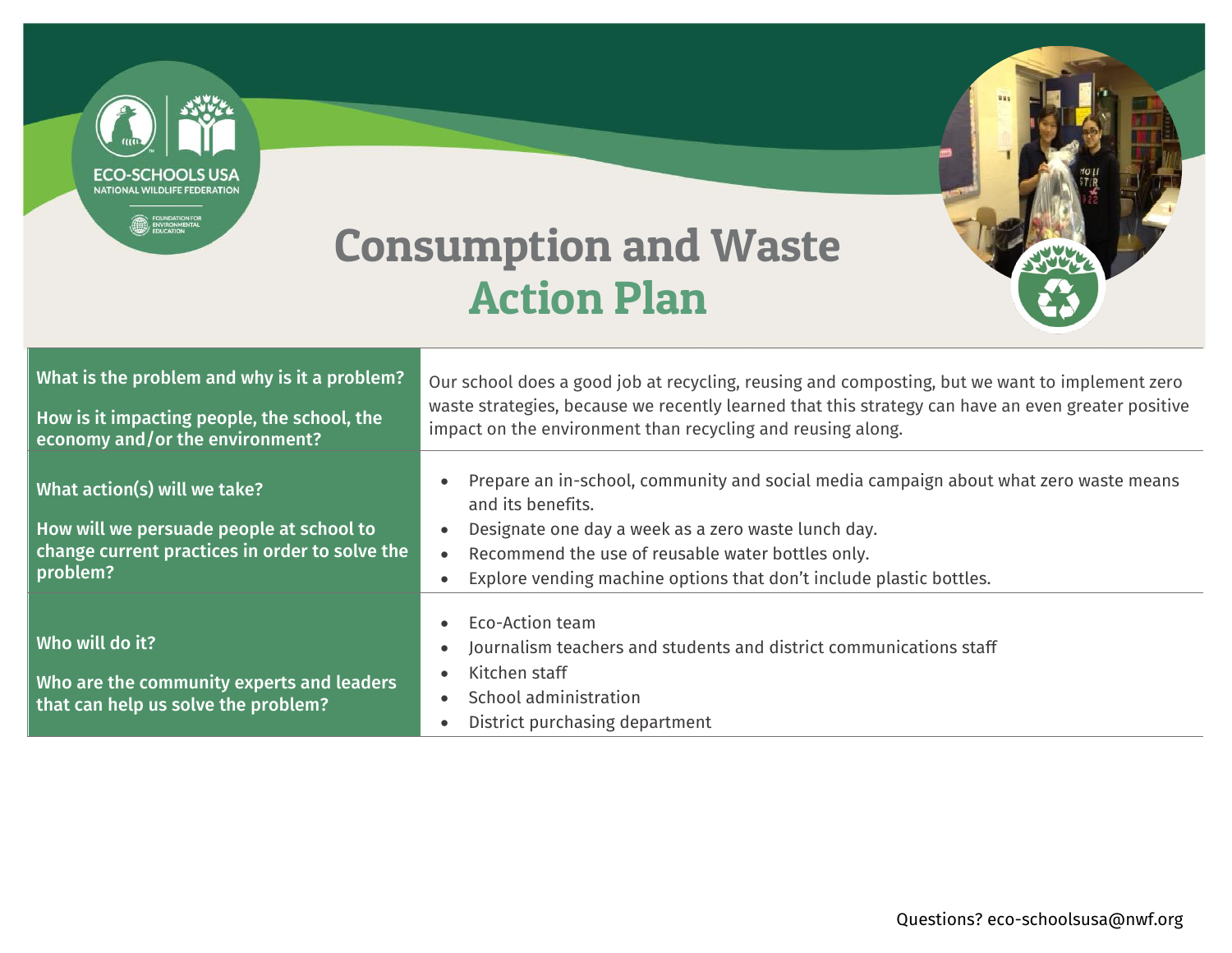# Consumption and Waste Action Plan

| | |
|---|---|
| **What is the problem and why is it a problem?**<br><br>**How is it impacting people, the school, the economy and/or the environment?** | Our school does a good job at recycling, reusing and composting, but we want to implement zero waste strategies, because we recently learned that this strategy can have an even greater positive impact on the environment than recycling and reusing along. |
| **What action(s) will we take?**<br><br>**How will we persuade people at school to change current practices in order to solve the problem?** | • Prepare an in-school, community and social media campaign about what zero waste means and its benefits.<br>• Designate one day a week as a zero waste lunch day.<br>• Recommend the use of reusable water bottles only.<br>• Explore vending machine options that don't include plastic bottles. |
| **Who will do it?**<br><br>**Who are the community experts and leaders that can help us solve the problem?** | • Eco-Action team<br>• Journalism teachers and students and district communications staff<br>• Kitchen staff<br>• School administration<br>• District purchasing department |

Questions? eco-schoolsusa@nwf.org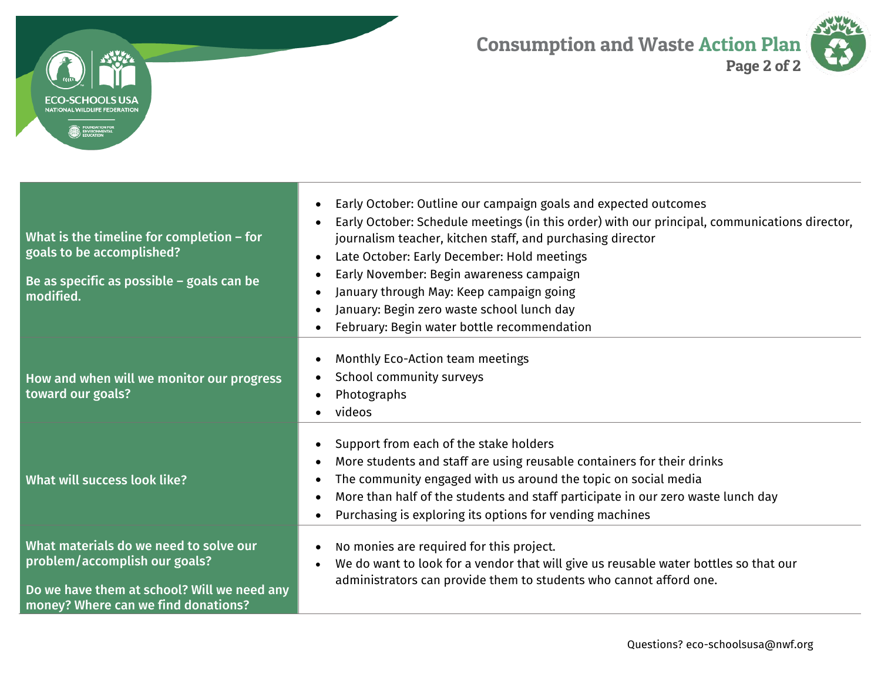# Consumption and Waste Action Plan

| | |
|---|---|
| **What is the timeline for completion – for goals to be accomplished?**<br><br>**Be as specific as possible – goals can be modified.** | • Early October: Outline our campaign goals and expected outcomes<br>• Early October: Schedule meetings (in this order) with our principal, communications director, journalism teacher, kitchen staff, and purchasing director<br>• Late October: Early December: Hold meetings<br>• Early November: Begin awareness campaign<br>• January through May: Keep campaign going<br>• January: Begin zero waste school lunch day<br>• February: Begin water bottle recommendation |
| **How and when will we monitor our progress toward our goals?** | • Monthly Eco-Action team meetings<br>• School community surveys<br>• Photographs<br>• videos |
| **What will success look like?** | • Support from each of the stake holders<br>• More students and staff are using reusable containers for their drinks<br>• The community engaged with us around the topic on social media<br>• More than half of the students and staff participate in our zero waste lunch day<br>• Purchasing is exploring its options for vending machines |
| **What materials do we need to solve our problem/accomplish our goals?**<br><br>**Do we have them at school? Will we need any money? Where can we find donations?** | • No monies are required for this project.<br>• We do want to look for a vendor that will give us reusable water bottles so that our administrators can provide them to students who cannot afford one. |

Questions? eco-schoolsusa@nwf.org